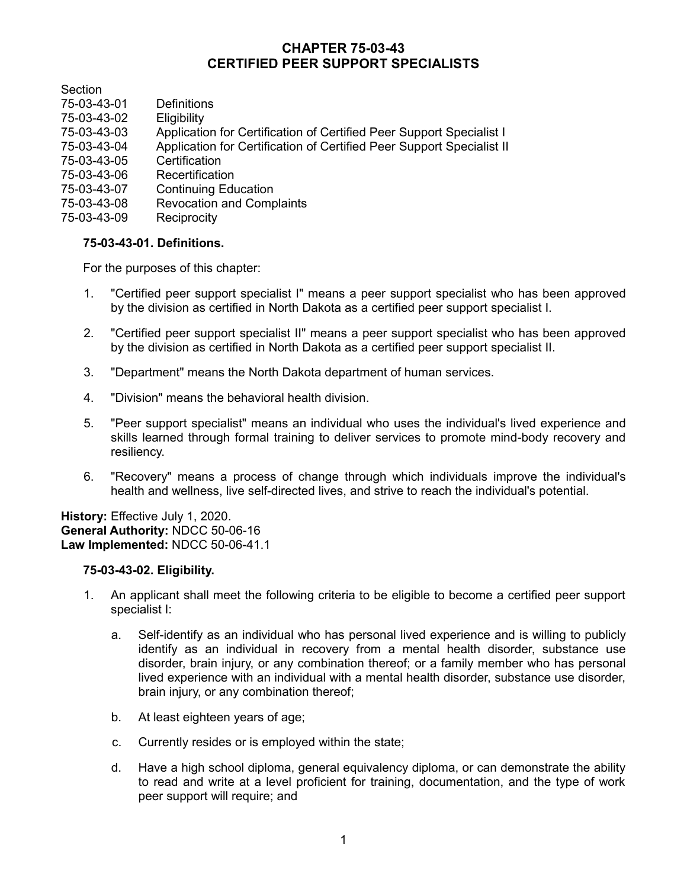# CHAPTER 75-03-43
# CERTIFIED PEER SUPPORT SPECIALISTS

| Section | |
|---|---|
| 75-03-43-01 | Definitions |
| 75-03-43-02 | Eligibility |
| 75-03-43-03 | Application for Certification of Certified Peer Support Specialist I |
| 75-03-43-04 | Application for Certification of Certified Peer Support Specialist II |
| 75-03-43-05 | Certification |
| 75-03-43-06 | Recertification |
| 75-03-43-07 | Continuing Education |
| 75-03-43-08 | Revocation and Complaints |
| 75-03-43-09 | Reciprocity |

**75-03-43-01. Definitions.**

For the purposes of this chapter:

1. "Certified peer support specialist I" means a peer support specialist who has been approved by the division as certified in North Dakota as a certified peer support specialist I.

2. "Certified peer support specialist II" means a peer support specialist who has been approved by the division as certified in North Dakota as a certified peer support specialist II.

3. "Department" means the North Dakota department of human services.

4. "Division" means the behavioral health division.

5. "Peer support specialist" means an individual who uses the individual's lived experience and skills learned through formal training to deliver services to promote mind-body recovery and resiliency.

6. "Recovery" means a process of change through which individuals improve the individual's health and wellness, live self-directed lives, and strive to reach the individual's potential.

**History:** Effective July 1, 2020.
**General Authority:** NDCC 50-06-16
**Law Implemented:** NDCC 50-06-41.1

**75-03-43-02. Eligibility.**

1. An applicant shall meet the following criteria to be eligible to become a certified peer support specialist I:

   a. Self-identify as an individual who has personal lived experience and is willing to publicly identify as an individual in recovery from a mental health disorder, substance use disorder, brain injury, or any combination thereof; or a family member who has personal lived experience with an individual with a mental health disorder, substance use disorder, brain injury, or any combination thereof;

   b. At least eighteen years of age;

   c. Currently resides or is employed within the state;

   d. Have a high school diploma, general equivalency diploma, or can demonstrate the ability to read and write at a level proficient for training, documentation, and the type of work peer support will require; and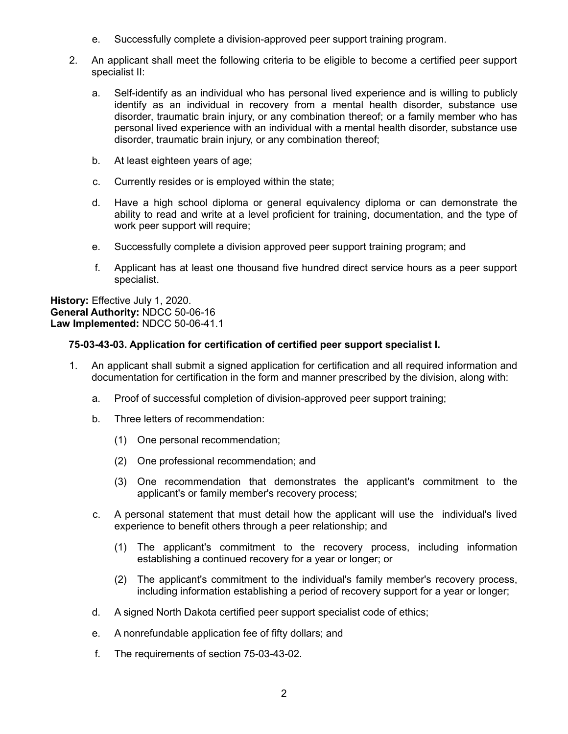e. Successfully complete a division-approved peer support training program.

2. An applicant shall meet the following criteria to be eligible to become a certified peer support specialist II:

   a. Self-identify as an individual who has personal lived experience and is willing to publicly identify as an individual in recovery from a mental health disorder, substance use disorder, traumatic brain injury, or any combination thereof; or a family member who has personal lived experience with an individual with a mental health disorder, substance use disorder, traumatic brain injury, or any combination thereof;

   b. At least eighteen years of age;

   c. Currently resides or is employed within the state;

   d. Have a high school diploma or general equivalency diploma or can demonstrate the ability to read and write at a level proficient for training, documentation, and the type of work peer support will require;

   e. Successfully complete a division approved peer support training program; and

   f. Applicant has at least one thousand five hundred direct service hours as a peer support specialist.

**History:** Effective July 1, 2020.
**General Authority:** NDCC 50-06-16
**Law Implemented:** NDCC 50-06-41.1

**75-03-43-03. Application for certification of certified peer support specialist I.**

1. An applicant shall submit a signed application for certification and all required information and documentation for certification in the form and manner prescribed by the division, along with:

   a. Proof of successful completion of division-approved peer support training;

   b. Three letters of recommendation:

      (1) One personal recommendation;

      (2) One professional recommendation; and

      (3) One recommendation that demonstrates the applicant's commitment to the applicant's or family member's recovery process;

   c. A personal statement that must detail how the applicant will use the individual's lived experience to benefit others through a peer relationship; and

      (1) The applicant's commitment to the recovery process, including information establishing a continued recovery for a year or longer; or

      (2) The applicant's commitment to the individual's family member's recovery process, including information establishing a period of recovery support for a year or longer;

   d. A signed North Dakota certified peer support specialist code of ethics;

   e. A nonrefundable application fee of fifty dollars; and

   f. The requirements of section 75-03-43-02.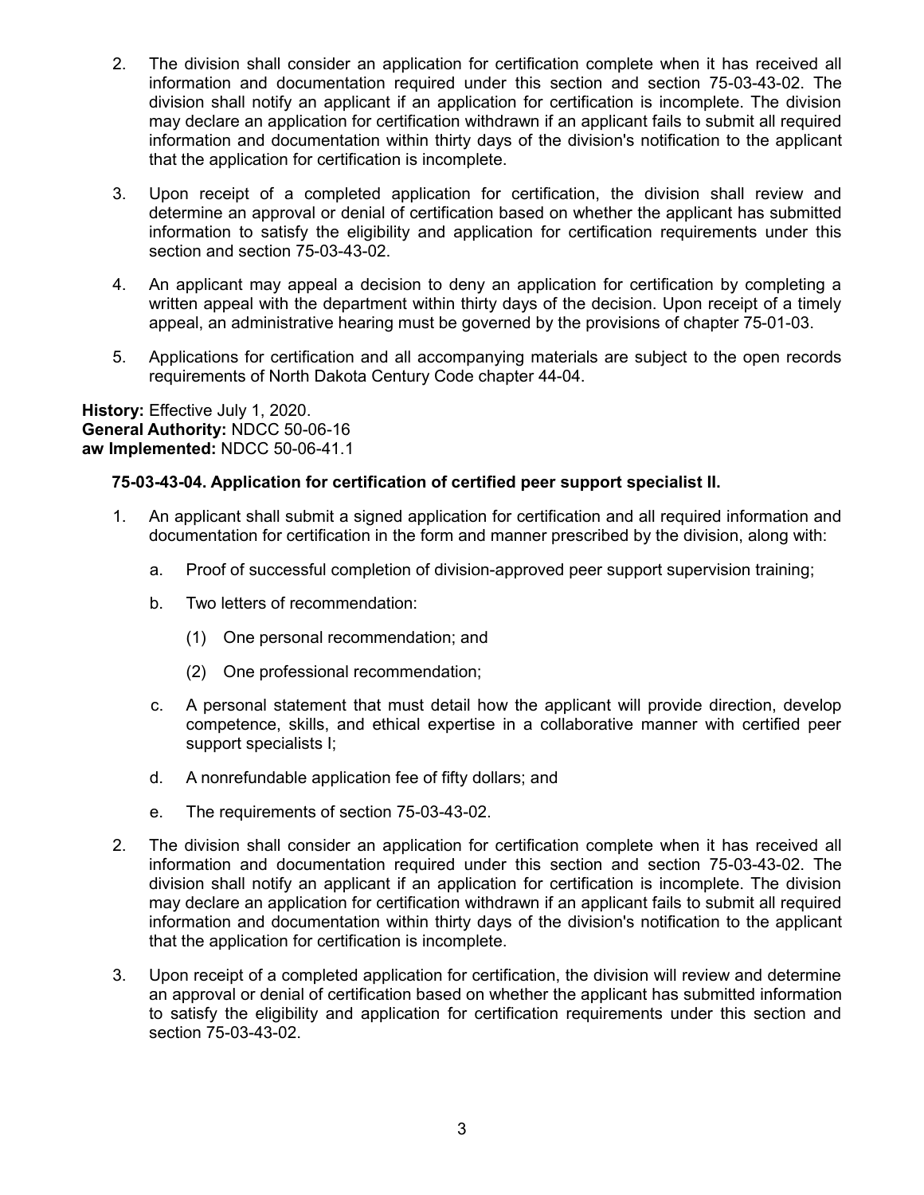2. The division shall consider an application for certification complete when it has received all information and documentation required under this section and section 75-03-43-02. The division shall notify an applicant if an application for certification is incomplete. The division may declare an application for certification withdrawn if an applicant fails to submit all required information and documentation within thirty days of the division's notification to the applicant that the application for certification is incomplete.

3. Upon receipt of a completed application for certification, the division shall review and determine an approval or denial of certification based on whether the applicant has submitted information to satisfy the eligibility and application for certification requirements under this section and section 75-03-43-02.

4. An applicant may appeal a decision to deny an application for certification by completing a written appeal with the department within thirty days of the decision. Upon receipt of a timely appeal, an administrative hearing must be governed by the provisions of chapter 75-01-03.

5. Applications for certification and all accompanying materials are subject to the open records requirements of North Dakota Century Code chapter 44-04.

**History:** Effective July 1, 2020.
**General Authority:** NDCC 50-06-16
**aw Implemented:** NDCC 50-06-41.1

**75-03-43-04. Application for certification of certified peer support specialist II.**

1. An applicant shall submit a signed application for certification and all required information and documentation for certification in the form and manner prescribed by the division, along with:

   a. Proof of successful completion of division-approved peer support supervision training;

   b. Two letters of recommendation:

      (1) One personal recommendation; and

      (2) One professional recommendation;

   c. A personal statement that must detail how the applicant will provide direction, develop competence, skills, and ethical expertise in a collaborative manner with certified peer support specialists I;

   d. A nonrefundable application fee of fifty dollars; and

   e. The requirements of section 75-03-43-02.

2. The division shall consider an application for certification complete when it has received all information and documentation required under this section and section 75-03-43-02. The division shall notify an applicant if an application for certification is incomplete. The division may declare an application for certification withdrawn if an applicant fails to submit all required information and documentation within thirty days of the division's notification to the applicant that the application for certification is incomplete.

3. Upon receipt of a completed application for certification, the division will review and determine an approval or denial of certification based on whether the applicant has submitted information to satisfy the eligibility and application for certification requirements under this section and section 75-03-43-02.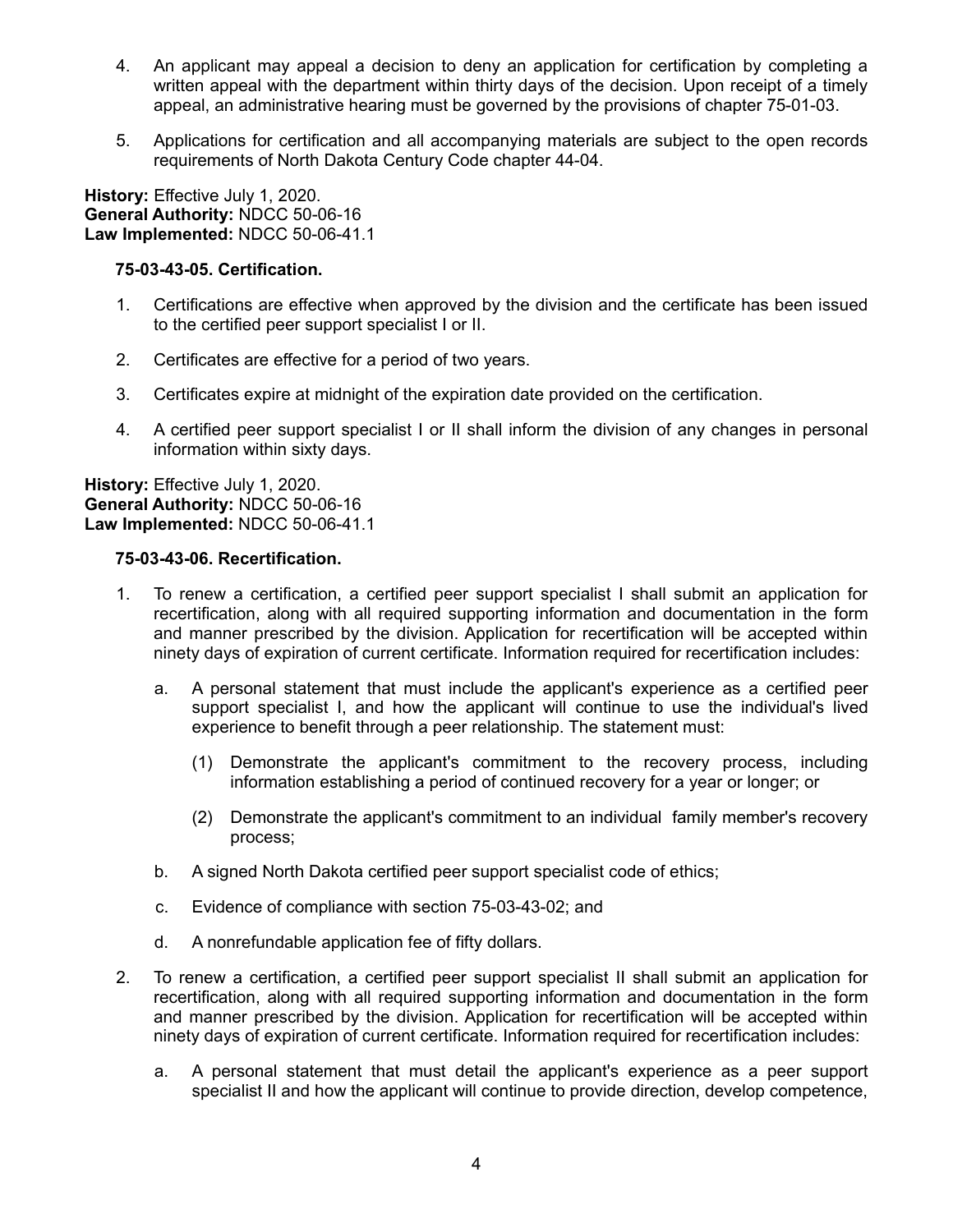4. An applicant may appeal a decision to deny an application for certification by completing a written appeal with the department within thirty days of the decision. Upon receipt of a timely appeal, an administrative hearing must be governed by the provisions of chapter 75-01-03.

5. Applications for certification and all accompanying materials are subject to the open records requirements of North Dakota Century Code chapter 44-04.

**History:** Effective July 1, 2020.
**General Authority:** NDCC 50-06-16
**Law Implemented:** NDCC 50-06-41.1

**75-03-43-05. Certification.**

1. Certifications are effective when approved by the division and the certificate has been issued to the certified peer support specialist I or II.

2. Certificates are effective for a period of two years.

3. Certificates expire at midnight of the expiration date provided on the certification.

4. A certified peer support specialist I or II shall inform the division of any changes in personal information within sixty days.

**History:** Effective July 1, 2020.
**General Authority:** NDCC 50-06-16
**Law Implemented:** NDCC 50-06-41.1

**75-03-43-06. Recertification.**

1. To renew a certification, a certified peer support specialist I shall submit an application for recertification, along with all required supporting information and documentation in the form and manner prescribed by the division. Application for recertification will be accepted within ninety days of expiration of current certificate. Information required for recertification includes:

   a. A personal statement that must include the applicant's experience as a certified peer support specialist I, and how the applicant will continue to use the individual's lived experience to benefit through a peer relationship. The statement must:

      (1) Demonstrate the applicant's commitment to the recovery process, including information establishing a period of continued recovery for a year or longer; or

      (2) Demonstrate the applicant's commitment to an individual family member's recovery process;

   b. A signed North Dakota certified peer support specialist code of ethics;

   c. Evidence of compliance with section 75-03-43-02; and

   d. A nonrefundable application fee of fifty dollars.

2. To renew a certification, a certified peer support specialist II shall submit an application for recertification, along with all required supporting information and documentation in the form and manner prescribed by the division. Application for recertification will be accepted within ninety days of expiration of current certificate. Information required for recertification includes:

   a. A personal statement that must detail the applicant's experience as a peer support specialist II and how the applicant will continue to provide direction, develop competence,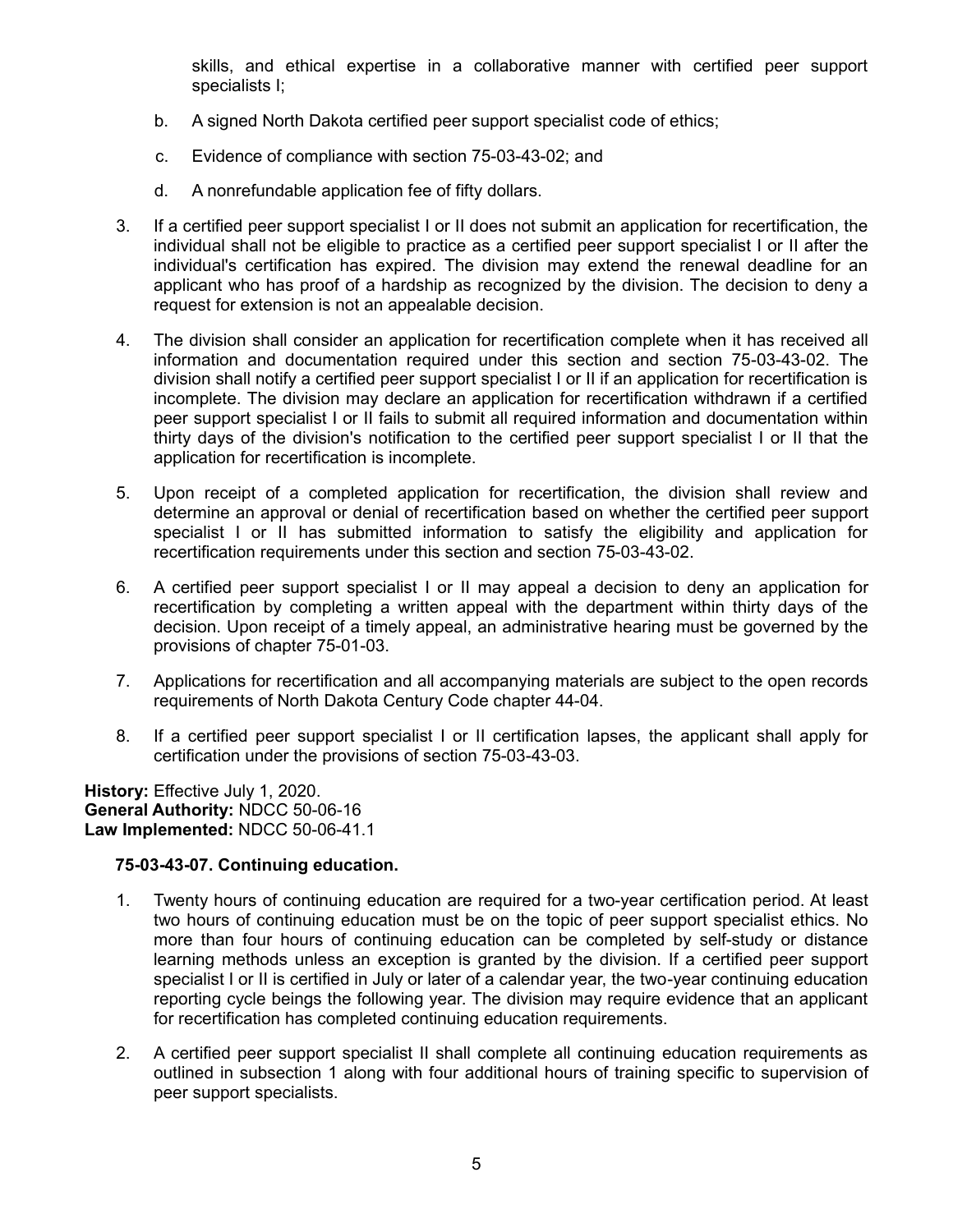skills, and ethical expertise in a collaborative manner with certified peer support specialists I;

b. A signed North Dakota certified peer support specialist code of ethics;

c. Evidence of compliance with section 75-03-43-02; and

d. A nonrefundable application fee of fifty dollars.

3. If a certified peer support specialist I or II does not submit an application for recertification, the individual shall not be eligible to practice as a certified peer support specialist I or II after the individual's certification has expired. The division may extend the renewal deadline for an applicant who has proof of a hardship as recognized by the division. The decision to deny a request for extension is not an appealable decision.

4. The division shall consider an application for recertification complete when it has received all information and documentation required under this section and section 75-03-43-02. The division shall notify a certified peer support specialist I or II if an application for recertification is incomplete. The division may declare an application for recertification withdrawn if a certified peer support specialist I or II fails to submit all required information and documentation within thirty days of the division's notification to the certified peer support specialist I or II that the application for recertification is incomplete.

5. Upon receipt of a completed application for recertification, the division shall review and determine an approval or denial of recertification based on whether the certified peer support specialist I or II has submitted information to satisfy the eligibility and application for recertification requirements under this section and section 75-03-43-02.

6. A certified peer support specialist I or II may appeal a decision to deny an application for recertification by completing a written appeal with the department within thirty days of the decision. Upon receipt of a timely appeal, an administrative hearing must be governed by the provisions of chapter 75-01-03.

7. Applications for recertification and all accompanying materials are subject to the open records requirements of North Dakota Century Code chapter 44-04.

8. If a certified peer support specialist I or II certification lapses, the applicant shall apply for certification under the provisions of section 75-03-43-03.

**History:** Effective July 1, 2020.
**General Authority:** NDCC 50-06-16
**Law Implemented:** NDCC 50-06-41.1

**75-03-43-07. Continuing education.**

1. Twenty hours of continuing education are required for a two-year certification period. At least two hours of continuing education must be on the topic of peer support specialist ethics. No more than four hours of continuing education can be completed by self-study or distance learning methods unless an exception is granted by the division. If a certified peer support specialist I or II is certified in July or later of a calendar year, the two-year continuing education reporting cycle beings the following year. The division may require evidence that an applicant for recertification has completed continuing education requirements.

2. A certified peer support specialist II shall complete all continuing education requirements as outlined in subsection 1 along with four additional hours of training specific to supervision of peer support specialists.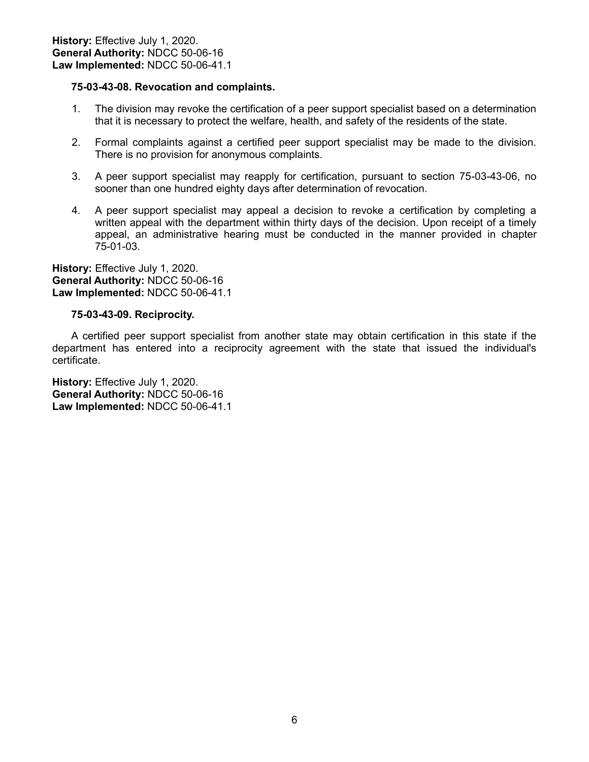**History:** Effective July 1, 2020.
**General Authority:** NDCC 50-06-16
**Law Implemented:** NDCC 50-06-41.1

**75-03-43-08. Revocation and complaints.**

1. The division may revoke the certification of a peer support specialist based on a determination that it is necessary to protect the welfare, health, and safety of the residents of the state.

2. Formal complaints against a certified peer support specialist may be made to the division. There is no provision for anonymous complaints.

3. A peer support specialist may reapply for certification, pursuant to section 75-03-43-06, no sooner than one hundred eighty days after determination of revocation.

4. A peer support specialist may appeal a decision to revoke a certification by completing a written appeal with the department within thirty days of the decision. Upon receipt of a timely appeal, an administrative hearing must be conducted in the manner provided in chapter 75-01-03.

**History:** Effective July 1, 2020.
**General Authority:** NDCC 50-06-16
**Law Implemented:** NDCC 50-06-41.1

**75-03-43-09. Reciprocity.**

A certified peer support specialist from another state may obtain certification in this state if the department has entered into a reciprocity agreement with the state that issued the individual's certificate.

**History:** Effective July 1, 2020.
**General Authority:** NDCC 50-06-16
**Law Implemented:** NDCC 50-06-41.1